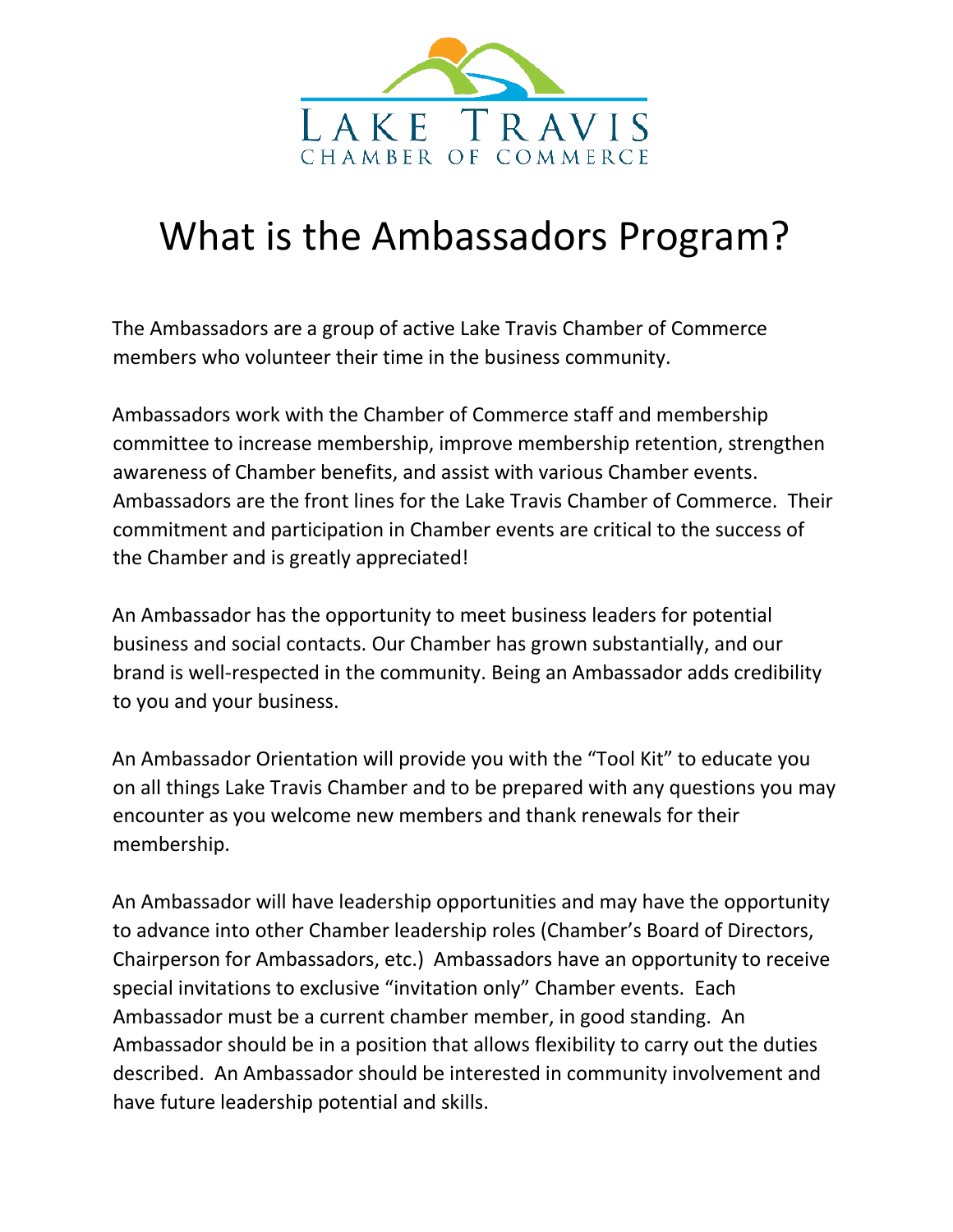LAKE TRAVIS
CHAMBER OF COMMERCE

# What is the Ambassadors Program?

The Ambassadors are a group of active Lake Travis Chamber of Commerce members who volunteer their time in the business community.

Ambassadors work with the Chamber of Commerce staff and membership committee to increase membership, improve membership retention, strengthen awareness of Chamber benefits, and assist with various Chamber events. Ambassadors are the front lines for the Lake Travis Chamber of Commerce. Their commitment and participation in Chamber events are critical to the success of the Chamber and is greatly appreciated!

An Ambassador has the opportunity to meet business leaders for potential business and social contacts. Our Chamber has grown substantially, and our brand is well-respected in the community. Being an Ambassador adds credibility to you and your business.

An Ambassador Orientation will provide you with the "Tool Kit" to educate you on all things Lake Travis Chamber and to be prepared with any questions you may encounter as you welcome new members and thank renewals for their membership.

An Ambassador will have leadership opportunities and may have the opportunity to advance into other Chamber leadership roles (Chamber's Board of Directors, Chairperson for Ambassadors, etc.) Ambassadors have an opportunity to receive special invitations to exclusive "invitation only" Chamber events. Each Ambassador must be a current chamber member, in good standing. An Ambassador should be in a position that allows flexibility to carry out the duties described. An Ambassador should be interested in community involvement and have future leadership potential and skills.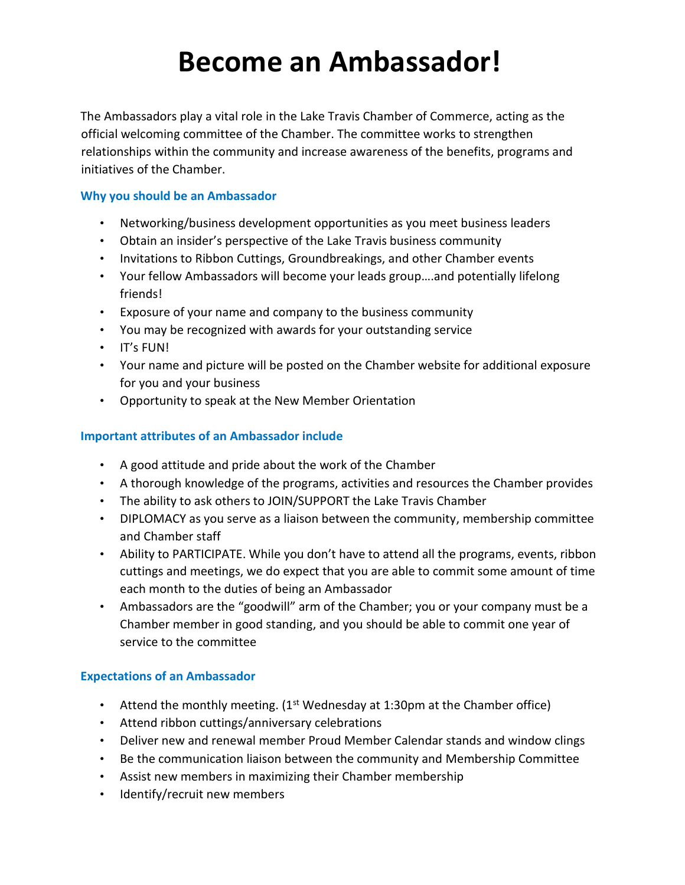# Become an Ambassador!

The Ambassadors play a vital role in the Lake Travis Chamber of Commerce, acting as the official welcoming committee of the Chamber. The committee works to strengthen relationships within the community and increase awareness of the benefits, programs and initiatives of the Chamber.

### Why you should be an Ambassador

- Networking/business development opportunities as you meet business leaders
- Obtain an insider's perspective of the Lake Travis business community
- Invitations to Ribbon Cuttings, Groundbreakings, and other Chamber events
- Your fellow Ambassadors will become your leads group….and potentially lifelong friends!
- Exposure of your name and company to the business community
- You may be recognized with awards for your outstanding service
- IT's FUN!
- Your name and picture will be posted on the Chamber website for additional exposure for you and your business
- Opportunity to speak at the New Member Orientation

### Important attributes of an Ambassador include

- A good attitude and pride about the work of the Chamber
- A thorough knowledge of the programs, activities and resources the Chamber provides
- The ability to ask others to JOIN/SUPPORT the Lake Travis Chamber
- DIPLOMACY as you serve as a liaison between the community, membership committee and Chamber staff
- Ability to PARTICIPATE. While you don't have to attend all the programs, events, ribbon cuttings and meetings, we do expect that you are able to commit some amount of time each month to the duties of being an Ambassador
- Ambassadors are the "goodwill" arm of the Chamber; you or your company must be a Chamber member in good standing, and you should be able to commit one year of service to the committee

### Expectations of an Ambassador

- Attend the monthly meeting. (1st Wednesday at 1:30pm at the Chamber office)
- Attend ribbon cuttings/anniversary celebrations
- Deliver new and renewal member Proud Member Calendar stands and window clings
- Be the communication liaison between the community and Membership Committee
- Assist new members in maximizing their Chamber membership
- Identify/recruit new members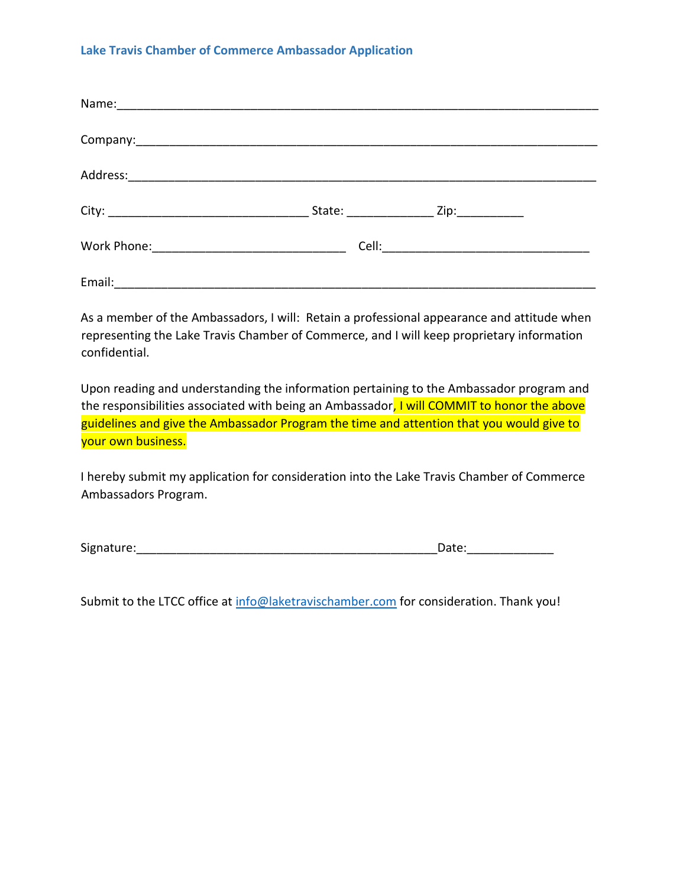### Lake Travis Chamber of Commerce Ambassador Application

Name:\_\_\_\_\_\_\_\_\_\_\_\_\_\_\_\_\_\_\_\_\_\_\_\_\_\_\_\_\_\_\_\_\_\_\_\_\_\_\_\_\_\_\_\_\_\_\_\_\_\_\_\_\_\_\_\_\_\_\_\_\_\_\_\_\_\_\_\_\_\_\_\_\_\_

Company:\_\_\_\_\_\_\_\_\_\_\_\_\_\_\_\_\_\_\_\_\_\_\_\_\_\_\_\_\_\_\_\_\_\_\_\_\_\_\_\_\_\_\_\_\_\_\_\_\_\_\_\_\_\_\_\_\_\_\_\_\_\_\_\_\_\_\_\_\_\_

Address:\_\_\_\_\_\_\_\_\_\_\_\_\_\_\_\_\_\_\_\_\_\_\_\_\_\_\_\_\_\_\_\_\_\_\_\_\_\_\_\_\_\_\_\_\_\_\_\_\_\_\_\_\_\_\_\_\_\_\_\_\_\_\_\_\_\_\_\_\_\_\_

City: \_\_\_\_\_\_\_\_\_\_\_\_\_\_\_\_\_\_\_\_\_\_\_\_\_\_\_\_\_\_\_\_ State: \_\_\_\_\_\_\_\_\_\_\_\_\_\_ Zip:\_\_\_\_\_\_\_\_\_\_

Work Phone:\_\_\_\_\_\_\_\_\_\_\_\_\_\_\_\_\_\_\_\_\_\_\_\_\_\_\_\_\_\_ Cell:\_\_\_\_\_\_\_\_\_\_\_\_\_\_\_\_\_\_\_\_\_\_\_\_\_\_\_\_\_\_\_\_\_

Email:\_\_\_\_\_\_\_\_\_\_\_\_\_\_\_\_\_\_\_\_\_\_\_\_\_\_\_\_\_\_\_\_\_\_\_\_\_\_\_\_\_\_\_\_\_\_\_\_\_\_\_\_\_\_\_\_\_\_\_\_\_\_\_\_\_\_\_\_\_\_\_\_\_

As a member of the Ambassadors, I will: Retain a professional appearance and attitude when representing the Lake Travis Chamber of Commerce, and I will keep proprietary information confidential.

Upon reading and understanding the information pertaining to the Ambassador program and the responsibilities associated with being an Ambassador, I will COMMIT to honor the above guidelines and give the Ambassador Program the time and attention that you would give to your own business.

I hereby submit my application for consideration into the Lake Travis Chamber of Commerce Ambassadors Program.

Signature:\_\_\_\_\_\_\_\_\_\_\_\_\_\_\_\_\_\_\_\_\_\_\_\_\_\_\_\_\_\_\_\_\_\_\_\_\_\_\_\_\_\_\_\_\_\_\_\_\_Date:\_\_\_\_\_\_\_\_\_\_\_\_\_\_

Submit to the LTCC office at info@laketravischamber.com for consideration. Thank you!